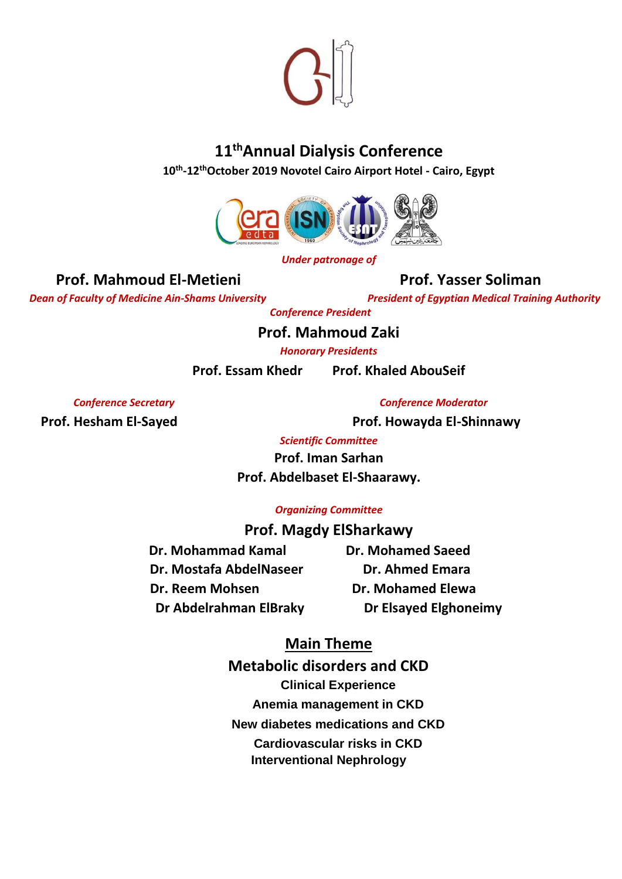# 11th Annual Dialysis Conference

**10th-12th October 2019 Novotel Cairo Airport Hotel - Cairo, Egypt**

*Under patronage of*

**Prof. Mahmoud El-Metieni**
*Dean of Faculty of Medicine Ain-Shams University*

**Prof. Yasser Soliman**
*President of Egyptian Medical Training Authority*

*Conference President*

**Prof. Mahmoud Zaki**

*Honorary Presidents*

**Prof. Essam Khedr** **Prof. Khaled AbouSeif**

*Conference Secretary*

**Prof. Hesham El-Sayed**

*Conference Moderator*

**Prof. Howayda El-Shinnawy**

*Scientific Committee*

**Prof. Iman Sarhan**
**Prof. Abdelbaset El-Shaarawy.**

*Organizing Committee*

**Prof. Magdy ElSharkawy**

**Dr. Mohammad Kamal**
**Dr. Mohamed Saeed**
**Dr. Mostafa AbdelNaseer**
**Dr. Ahmed Emara**
**Dr. Reem Mohsen**
**Dr. Mohamed Elewa**
**Dr Abdelrahman ElBraky**
**Dr Elsayed Elghoneimy**

## Main Theme

**Metabolic disorders and CKD**

**Clinical Experience**

**Anemia management in CKD**

**New diabetes medications and CKD**

**Cardiovascular risks in CKD**

**Interventional Nephrology**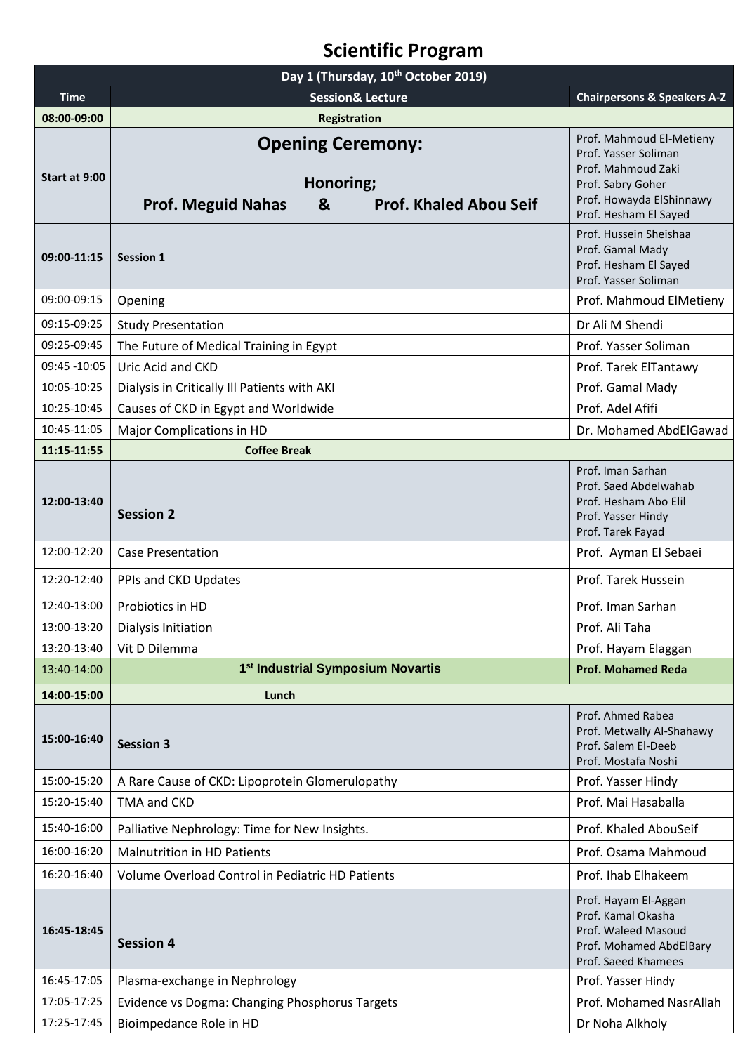# Scientific Program

| Day 1 (Thursday, 10th October 2019) | | |
|---|---|---|
| **Time** | **Session& Lecture** | **Chairpersons & Speakers A-Z** |
| **08:00-09:00** | **Registration** | |
| **Start at 9:00** | **Opening Ceremony:** **Honoring; Prof. Meguid Nahas & Prof. Khaled Abou Seif** | Prof. Mahmoud El-Metieny<br>Prof. Yasser Soliman<br>Prof. Mahmoud Zaki<br>Prof. Sabry Goher<br>Prof. Howayda ElShinnawy<br>Prof. Hesham El Sayed |
| **09:00-11:15** | **Session 1** | Prof. Hussein Sheishaa<br>Prof. Gamal Mady<br>Prof. Hesham El Sayed<br>Prof. Yasser Soliman |
| 09:00-09:15 | Opening | Prof. Mahmoud ElMetieny |
| 09:15-09:25 | Study Presentation | Dr Ali M Shendi |
| 09:25-09:45 | The Future of Medical Training in Egypt | Prof. Yasser Soliman |
| 09:45 -10:05 | Uric Acid and CKD | Prof. Tarek ElTantawy |
| 10:05-10:25 | Dialysis in Critically Ill Patients with AKI | Prof. Gamal Mady |
| 10:25-10:45 | Causes of CKD in Egypt and Worldwide | Prof. Adel Afifi |
| 10:45-11:05 | Major Complications in HD | Dr. Mohamed AbdElGawad |
| **11:15-11:55** | **Coffee Break** | |
| **12:00-13:40** | **Session 2** | Prof. Iman Sarhan<br>Prof. Saed Abdelwahab<br>Prof. Hesham Abo Elil<br>Prof. Yasser Hindy<br>Prof. Tarek Fayad |
| 12:00-12:20 | Case Presentation | Prof. Ayman El Sebaei |
| 12:20-12:40 | PPIs and CKD Updates | Prof. Tarek Hussein |
| 12:40-13:00 | Probiotics in HD | Prof. Iman Sarhan |
| 13:00-13:20 | Dialysis Initiation | Prof. Ali Taha |
| 13:20-13:40 | Vit D Dilemma | Prof. Hayam Elaggan |
| 13:40-14:00 | **1st Industrial Symposium Novartis** | **Prof. Mohamed Reda** |
| **14:00-15:00** | **Lunch** | |
| **15:00-16:40** | **Session 3** | Prof. Ahmed Rabea<br>Prof. Metwally Al-Shahawy<br>Prof. Salem El-Deeb<br>Prof. Mostafa Noshi |
| 15:00-15:20 | A Rare Cause of CKD: Lipoprotein Glomerulopathy | Prof. Yasser Hindy |
| 15:20-15:40 | TMA and CKD | Prof. Mai Hasaballa |
| 15:40-16:00 | Palliative Nephrology: Time for New Insights. | Prof. Khaled AbouSeif |
| 16:00-16:20 | Malnutrition in HD Patients | Prof. Osama Mahmoud |
| 16:20-16:40 | Volume Overload Control in Pediatric HD Patients | Prof. Ihab Elhakeem |
| **16:45-18:45** | **Session 4** | Prof. Hayam El-Aggan<br>Prof. Kamal Okasha<br>Prof. Waleed Masoud<br>Prof. Mohamed AbdElBary<br>Prof. Saeed Khamees |
| 16:45-17:05 | Plasma-exchange in Nephrology | Prof. Yasser Hindy |
| 17:05-17:25 | Evidence vs Dogma: Changing Phosphorus Targets | Prof. Mohamed NasrAllah |
| 17:25-17:45 | Bioimpedance Role in HD | Dr Noha Alkholy |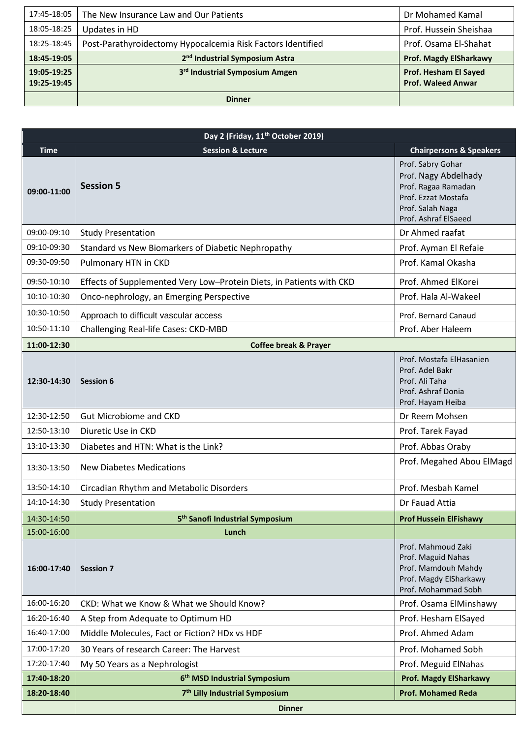| | | |
|---|---|---|
| 17:45-18:05 | The New Insurance Law and Our Patients | Dr Mohamed Kamal |
| 18:05-18:25 | Updates in HD | Prof. Hussein Sheishaa |
| 18:25-18:45 | Post-Parathyroidectomy Hypocalcemia Risk Factors Identified | Prof. Osama El-Shahat |
| **18:45-19:05** | **2nd Industrial Symposium Astra** | **Prof. Magdy ElSharkawy** |
| **19:05-19:25**<br>**19:25-19:45** | **3rd Industrial Symposium Amgen** | **Prof. Hesham El Sayed**<br>**Prof. Waleed Anwar** |
| | **Dinner** | |

| **Day 2 (Friday, 11th October 2019)** | | |
|---|---|---|
| **Time** | **Session & Lecture** | **Chairpersons & Speakers** |
| **09:00-11:00** | **Session 5** | Prof. Sabry Gohar<br>Prof. Nagy Abdelhady<br>Prof. Ragaa Ramadan<br>Prof. Ezzat Mostafa<br>Prof. Salah Naga<br>Prof. Ashraf ElSaeed |
| 09:00-09:10 | Study Presentation | Dr Ahmed raafat |
| 09:10-09:30 | Standard vs New Biomarkers of Diabetic Nephropathy | Prof. Ayman El Refaie |
| 09:30-09:50 | Pulmonary HTN in CKD | Prof. Kamal Okasha |
| 09:50-10:10 | Effects of Supplemented Very Low–Protein Diets, in Patients with CKD | Prof. Ahmed ElKorei |
| 10:10-10:30 | Onco-nephrology, an **E**merging **P**erspective | Prof. Hala Al-Wakeel |
| 10:30-10:50 | Approach to difficult vascular access | Prof. Bernard Canaud |
| 10:50-11:10 | Challenging Real-life Cases: CKD-MBD | Prof. Aber Haleem |
| **11:00-12:30** | **Coffee break & Prayer** | |
| **12:30-14:30** | **Session 6** | Prof. Mostafa ElHasanien<br>Prof. Adel Bakr<br>Prof. Ali Taha<br>Prof. Ashraf Donia<br>Prof. Hayam Heiba |
| 12:30-12:50 | Gut Microbiome and CKD | Dr Reem Mohsen |
| 12:50-13:10 | Diuretic Use in CKD | Prof. Tarek Fayad |
| 13:10-13:30 | Diabetes and HTN: What is the Link? | Prof. Abbas Oraby |
| 13:30-13:50 | New Diabetes Medications | Prof. Megahed Abou ElMagd |
| 13:50-14:10 | Circadian Rhythm and Metabolic Disorders | Prof. Mesbah Kamel |
| 14:10-14:30 | Study Presentation | Dr Fauad Attia |
| 14:30-14:50 | **5th Sanofi Industrial Symposium** | **Prof Hussein ElFishawy** |
| 15:00-16:00 | **Lunch** | |
| **16:00-17:40** | **Session 7** | Prof. Mahmoud Zaki<br>Prof. Maguid Nahas<br>Prof. Mamdouh Mahdy<br>Prof. Magdy ElSharkawy<br>Prof. Mohammad Sobh |
| 16:00-16:20 | CKD: What we Know & What we Should Know? | Prof. Osama ElMinshawy |
| 16:20-16:40 | A Step from Adequate to Optimum HD | Prof. Hesham ElSayed |
| 16:40-17:00 | Middle Molecules, Fact or Fiction? HDx vs HDF | Prof. Ahmed Adam |
| 17:00-17:20 | 30 Years of research Career: The Harvest | Prof. Mohamed Sobh |
| 17:20-17:40 | My 50 Years as a Nephrologist | Prof. Meguid ElNahas |
| **17:40-18:20** | **6th MSD Industrial Symposium** | **Prof. Magdy ElSharkawy** |
| **18:20-18:40** | **7th Lilly Industrial Symposium** | **Prof. Mohamed Reda** |
| | **Dinner** | |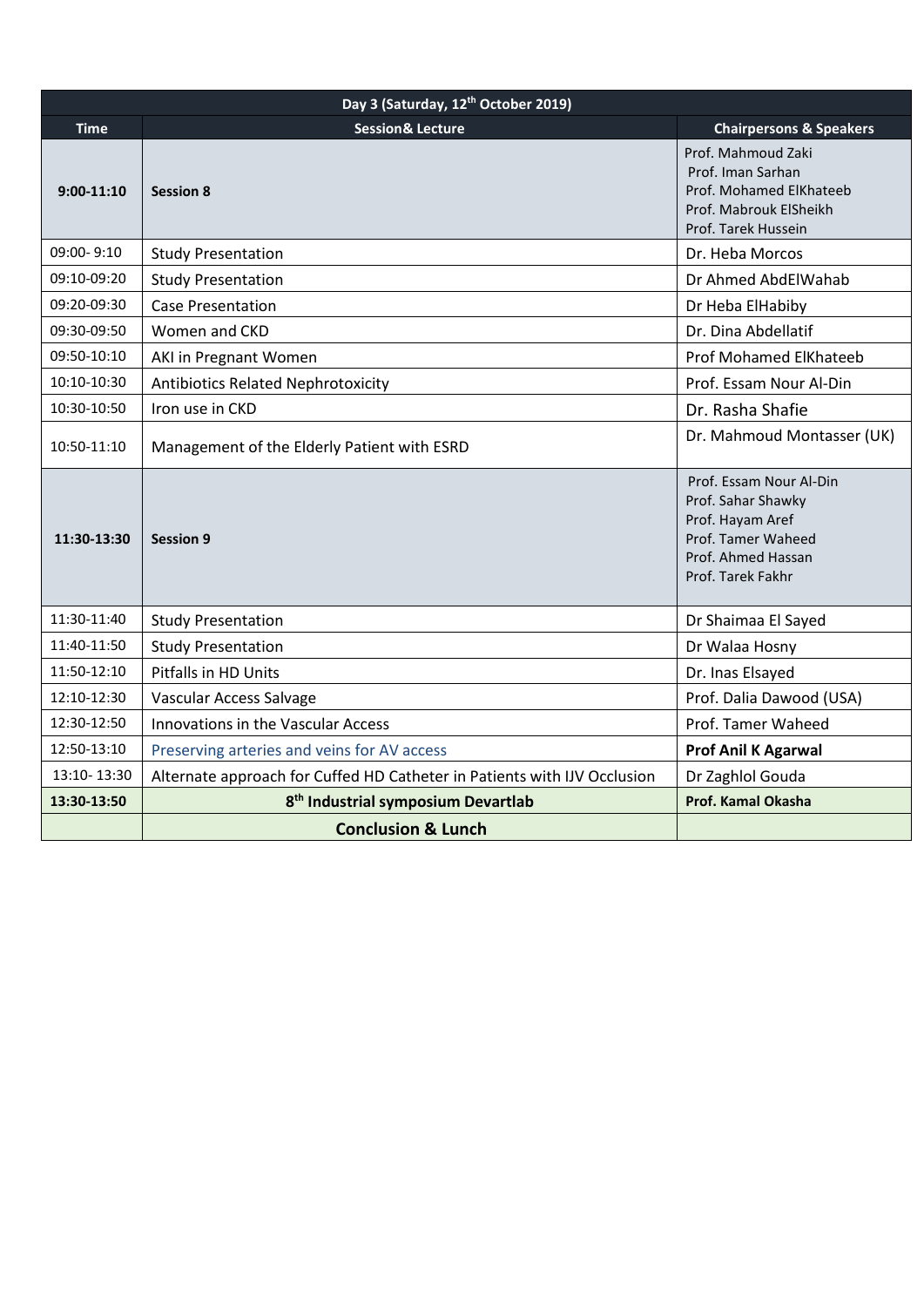| Day 3 (Saturday, 12th October 2019) | | |
|---|---|---|
| **Time** | **Session& Lecture** | **Chairpersons & Speakers** |
| **9:00-11:10** | **Session 8** | Prof. Mahmoud Zaki<br>Prof. Iman Sarhan<br>Prof. Mohamed ElKhateeb<br>Prof. Mabrouk ElSheikh<br>Prof. Tarek Hussein |
| 09:00- 9:10 | Study Presentation | Dr. Heba Morcos |
| 09:10-09:20 | Study Presentation | Dr Ahmed AbdElWahab |
| 09:20-09:30 | Case Presentation | Dr Heba ElHabiby |
| 09:30-09:50 | Women and CKD | Dr. Dina Abdellatif |
| 09:50-10:10 | AKI in Pregnant Women | Prof Mohamed ElKhateeb |
| 10:10-10:30 | Antibiotics Related Nephrotoxicity | Prof. Essam Nour Al-Din |
| 10:30-10:50 | Iron use in CKD | Dr. Rasha Shafie |
| 10:50-11:10 | Management of the Elderly Patient with ESRD | Dr. Mahmoud Montasser (UK) |
| **11:30-13:30** | **Session 9** | Prof. Essam Nour Al-Din<br>Prof. Sahar Shawky<br>Prof. Hayam Aref<br>Prof. Tamer Waheed<br>Prof. Ahmed Hassan<br>Prof. Tarek Fakhr |
| 11:30-11:40 | Study Presentation | Dr Shaimaa El Sayed |
| 11:40-11:50 | Study Presentation | Dr Walaa Hosny |
| 11:50-12:10 | Pitfalls in HD Units | Dr. Inas Elsayed |
| 12:10-12:30 | Vascular Access Salvage | Prof. Dalia Dawood (USA) |
| 12:30-12:50 | Innovations in the Vascular Access | Prof. Tamer Waheed |
| 12:50-13:10 | Preserving arteries and veins for AV access | **Prof Anil K Agarwal** |
| 13:10- 13:30 | Alternate approach for Cuffed HD Catheter in Patients with IJV Occlusion | Dr Zaghlol Gouda |
| **13:30-13:50** | **8th Industrial symposium Devartlab** | **Prof. Kamal Okasha** |
| | **Conclusion & Lunch** | |